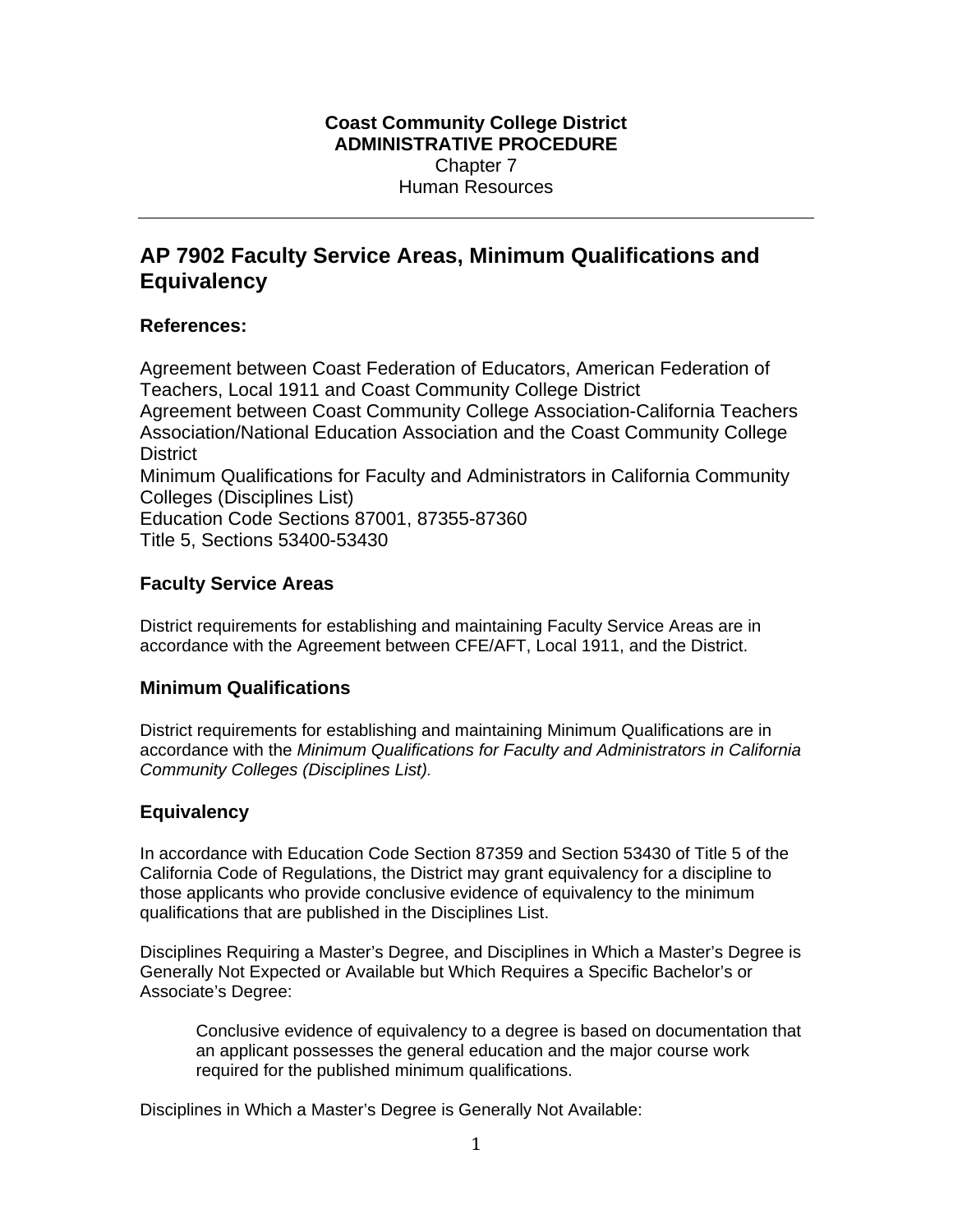**Coast Community College District**
**ADMINISTRATIVE PROCEDURE**
Chapter 7
Human Resources

---

# AP 7902 Faculty Service Areas, Minimum Qualifications and Equivalency

### References:

Agreement between Coast Federation of Educators, American Federation of Teachers, Local 1911 and Coast Community College District
Agreement between Coast Community College Association-California Teachers Association/National Education Association and the Coast Community College District
Minimum Qualifications for Faculty and Administrators in California Community Colleges (Disciplines List)
Education Code Sections 87001, 87355-87360
Title 5, Sections 53400-53430

### Faculty Service Areas

District requirements for establishing and maintaining Faculty Service Areas are in accordance with the Agreement between CFE/AFT, Local 1911, and the District.

### Minimum Qualifications

District requirements for establishing and maintaining Minimum Qualifications are in accordance with the *Minimum Qualifications for Faculty and Administrators in California Community Colleges (Disciplines List).*

### Equivalency

In accordance with Education Code Section 87359 and Section 53430 of Title 5 of the California Code of Regulations, the District may grant equivalency for a discipline to those applicants who provide conclusive evidence of equivalency to the minimum qualifications that are published in the Disciplines List.

Disciplines Requiring a Master's Degree, and Disciplines in Which a Master's Degree is Generally Not Expected or Available but Which Requires a Specific Bachelor's or Associate's Degree:

> Conclusive evidence of equivalency to a degree is based on documentation that an applicant possesses the general education and the major course work required for the published minimum qualifications.

Disciplines in Which a Master's Degree is Generally Not Available: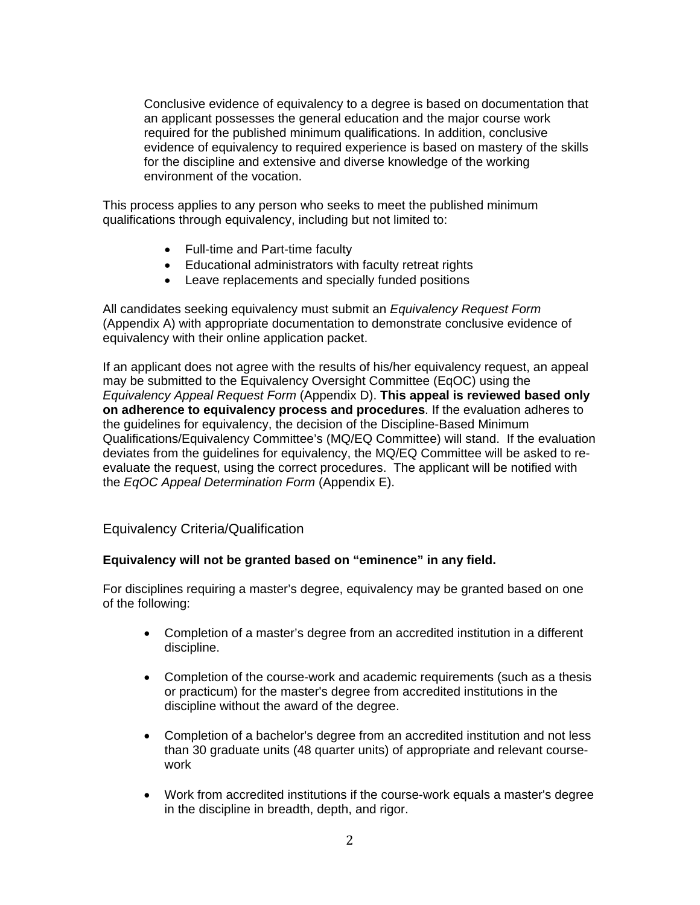> Conclusive evidence of equivalency to a degree is based on documentation that an applicant possesses the general education and the major course work required for the published minimum qualifications. In addition, conclusive evidence of equivalency to required experience is based on mastery of the skills for the discipline and extensive and diverse knowledge of the working environment of the vocation.

This process applies to any person who seeks to meet the published minimum qualifications through equivalency, including but not limited to:

- Full-time and Part-time faculty
- Educational administrators with faculty retreat rights
- Leave replacements and specially funded positions

All candidates seeking equivalency must submit an *Equivalency Request Form* (Appendix A) with appropriate documentation to demonstrate conclusive evidence of equivalency with their online application packet.

If an applicant does not agree with the results of his/her equivalency request, an appeal may be submitted to the Equivalency Oversight Committee (EqOC) using the *Equivalency Appeal Request Form* (Appendix D). **This appeal is reviewed based only on adherence to equivalency process and procedures**. If the evaluation adheres to the guidelines for equivalency, the decision of the Discipline-Based Minimum Qualifications/Equivalency Committee's (MQ/EQ Committee) will stand. If the evaluation deviates from the guidelines for equivalency, the MQ/EQ Committee will be asked to re-evaluate the request, using the correct procedures. The applicant will be notified with the *EqOC Appeal Determination Form* (Appendix E).

## Equivalency Criteria/Qualification

**Equivalency will not be granted based on "eminence" in any field.**

For disciplines requiring a master's degree, equivalency may be granted based on one of the following:

- Completion of a master's degree from an accredited institution in a different discipline.

- Completion of the course-work and academic requirements (such as a thesis or practicum) for the master's degree from accredited institutions in the discipline without the award of the degree.

- Completion of a bachelor's degree from an accredited institution and not less than 30 graduate units (48 quarter units) of appropriate and relevant course-work

- Work from accredited institutions if the course-work equals a master's degree in the discipline in breadth, depth, and rigor.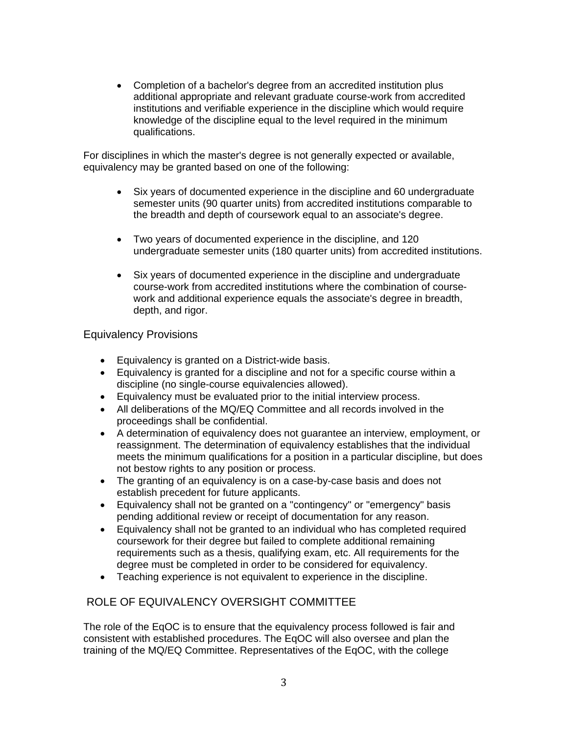- Completion of a bachelor's degree from an accredited institution plus additional appropriate and relevant graduate course-work from accredited institutions and verifiable experience in the discipline which would require knowledge of the discipline equal to the level required in the minimum qualifications.

For disciplines in which the master's degree is not generally expected or available, equivalency may be granted based on one of the following:

- Six years of documented experience in the discipline and 60 undergraduate semester units (90 quarter units) from accredited institutions comparable to the breadth and depth of coursework equal to an associate's degree.

- Two years of documented experience in the discipline, and 120 undergraduate semester units (180 quarter units) from accredited institutions.

- Six years of documented experience in the discipline and undergraduate course-work from accredited institutions where the combination of course-work and additional experience equals the associate's degree in breadth, depth, and rigor.

## Equivalency Provisions

- Equivalency is granted on a District-wide basis.
- Equivalency is granted for a discipline and not for a specific course within a discipline (no single-course equivalencies allowed).
- Equivalency must be evaluated prior to the initial interview process.
- All deliberations of the MQ/EQ Committee and all records involved in the proceedings shall be confidential.
- A determination of equivalency does not guarantee an interview, employment, or reassignment. The determination of equivalency establishes that the individual meets the minimum qualifications for a position in a particular discipline, but does not bestow rights to any position or process.
- The granting of an equivalency is on a case-by-case basis and does not establish precedent for future applicants.
- Equivalency shall not be granted on a "contingency" or "emergency" basis pending additional review or receipt of documentation for any reason.
- Equivalency shall not be granted to an individual who has completed required coursework for their degree but failed to complete additional remaining requirements such as a thesis, qualifying exam, etc. All requirements for the degree must be completed in order to be considered for equivalency.
- Teaching experience is not equivalent to experience in the discipline.

## ROLE OF EQUIVALENCY OVERSIGHT COMMITTEE

The role of the EqOC is to ensure that the equivalency process followed is fair and consistent with established procedures. The EqOC will also oversee and plan the training of the MQ/EQ Committee. Representatives of the EqOC, with the college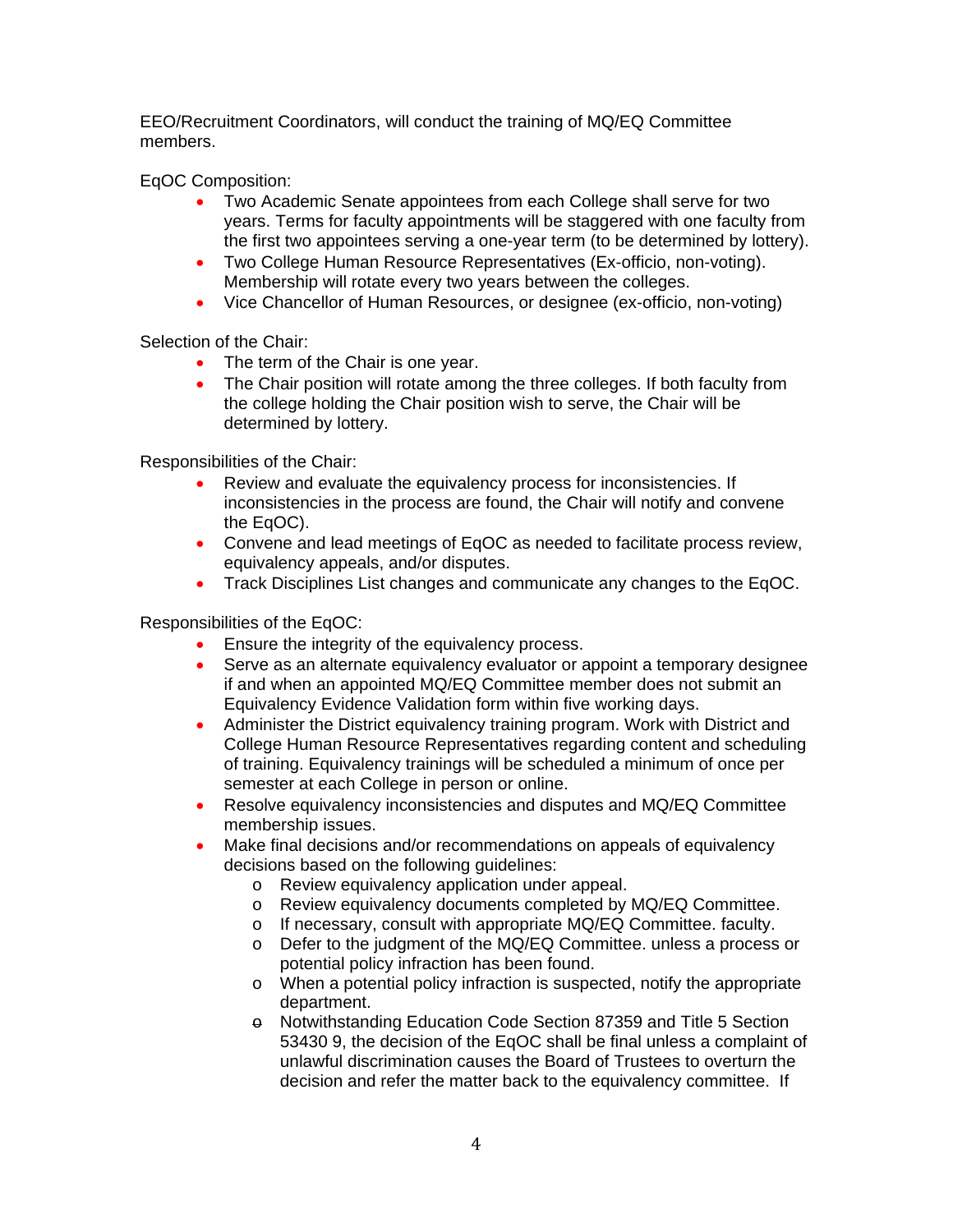EEO/Recruitment Coordinators, will conduct the training of MQ/EQ Committee members.

EqOC Composition:

- Two Academic Senate appointees from each College shall serve for two years. Terms for faculty appointments will be staggered with one faculty from the first two appointees serving a one-year term (to be determined by lottery).
- Two College Human Resource Representatives (Ex-officio, non-voting). Membership will rotate every two years between the colleges.
- Vice Chancellor of Human Resources, or designee (ex-officio, non-voting)

Selection of the Chair:

- The term of the Chair is one year.
- The Chair position will rotate among the three colleges. If both faculty from the college holding the Chair position wish to serve, the Chair will be determined by lottery.

Responsibilities of the Chair:

- Review and evaluate the equivalency process for inconsistencies. If inconsistencies in the process are found, the Chair will notify and convene the EqOC).
- Convene and lead meetings of EqOC as needed to facilitate process review, equivalency appeals, and/or disputes.
- Track Disciplines List changes and communicate any changes to the EqOC.

Responsibilities of the EqOC:

- Ensure the integrity of the equivalency process.
- Serve as an alternate equivalency evaluator or appoint a temporary designee if and when an appointed MQ/EQ Committee member does not submit an Equivalency Evidence Validation form within five working days.
- Administer the District equivalency training program. Work with District and College Human Resource Representatives regarding content and scheduling of training. Equivalency trainings will be scheduled a minimum of once per semester at each College in person or online.
- Resolve equivalency inconsistencies and disputes and MQ/EQ Committee membership issues.
- Make final decisions and/or recommendations on appeals of equivalency decisions based on the following guidelines:
    - Review equivalency application under appeal.
    - Review equivalency documents completed by MQ/EQ Committee.
    - If necessary, consult with appropriate MQ/EQ Committee. faculty.
    - Defer to the judgment of the MQ/EQ Committee. unless a process or potential policy infraction has been found.
    - When a potential policy infraction is suspected, notify the appropriate department.
    - Notwithstanding Education Code Section 87359 and Title 5 Section 53430 9, the decision of the EqOC shall be final unless a complaint of unlawful discrimination causes the Board of Trustees to overturn the decision and refer the matter back to the equivalency committee. If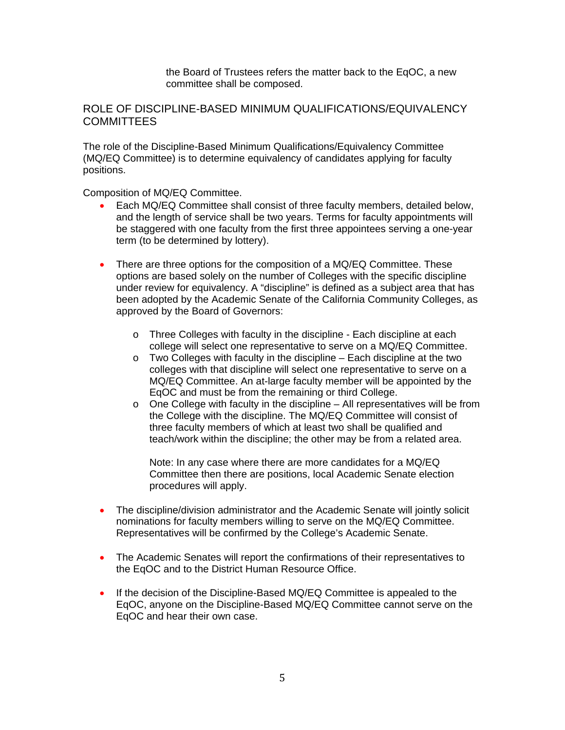the Board of Trustees refers the matter back to the EqOC, a new committee shall be composed.

## ROLE OF DISCIPLINE-BASED MINIMUM QUALIFICATIONS/EQUIVALENCY COMMITTEES

The role of the Discipline-Based Minimum Qualifications/Equivalency Committee (MQ/EQ Committee) is to determine equivalency of candidates applying for faculty positions.

Composition of MQ/EQ Committee.

- Each MQ/EQ Committee shall consist of three faculty members, detailed below, and the length of service shall be two years. Terms for faculty appointments will be staggered with one faculty from the first three appointees serving a one-year term (to be determined by lottery).

- There are three options for the composition of a MQ/EQ Committee. These options are based solely on the number of Colleges with the specific discipline under review for equivalency. A "discipline" is defined as a subject area that has been adopted by the Academic Senate of the California Community Colleges, as approved by the Board of Governors:

    - Three Colleges with faculty in the discipline - Each discipline at each college will select one representative to serve on a MQ/EQ Committee.
    - Two Colleges with faculty in the discipline – Each discipline at the two colleges with that discipline will select one representative to serve on a MQ/EQ Committee. An at-large faculty member will be appointed by the EqOC and must be from the remaining or third College.
    - One College with faculty in the discipline – All representatives will be from the College with the discipline. The MQ/EQ Committee will consist of three faculty members of which at least two shall be qualified and teach/work within the discipline; the other may be from a related area.

      Note: In any case where there are more candidates for a MQ/EQ Committee then there are positions, local Academic Senate election procedures will apply.

- The discipline/division administrator and the Academic Senate will jointly solicit nominations for faculty members willing to serve on the MQ/EQ Committee. Representatives will be confirmed by the College's Academic Senate.

- The Academic Senates will report the confirmations of their representatives to the EqOC and to the District Human Resource Office.

- If the decision of the Discipline-Based MQ/EQ Committee is appealed to the EqOC, anyone on the Discipline-Based MQ/EQ Committee cannot serve on the EqOC and hear their own case.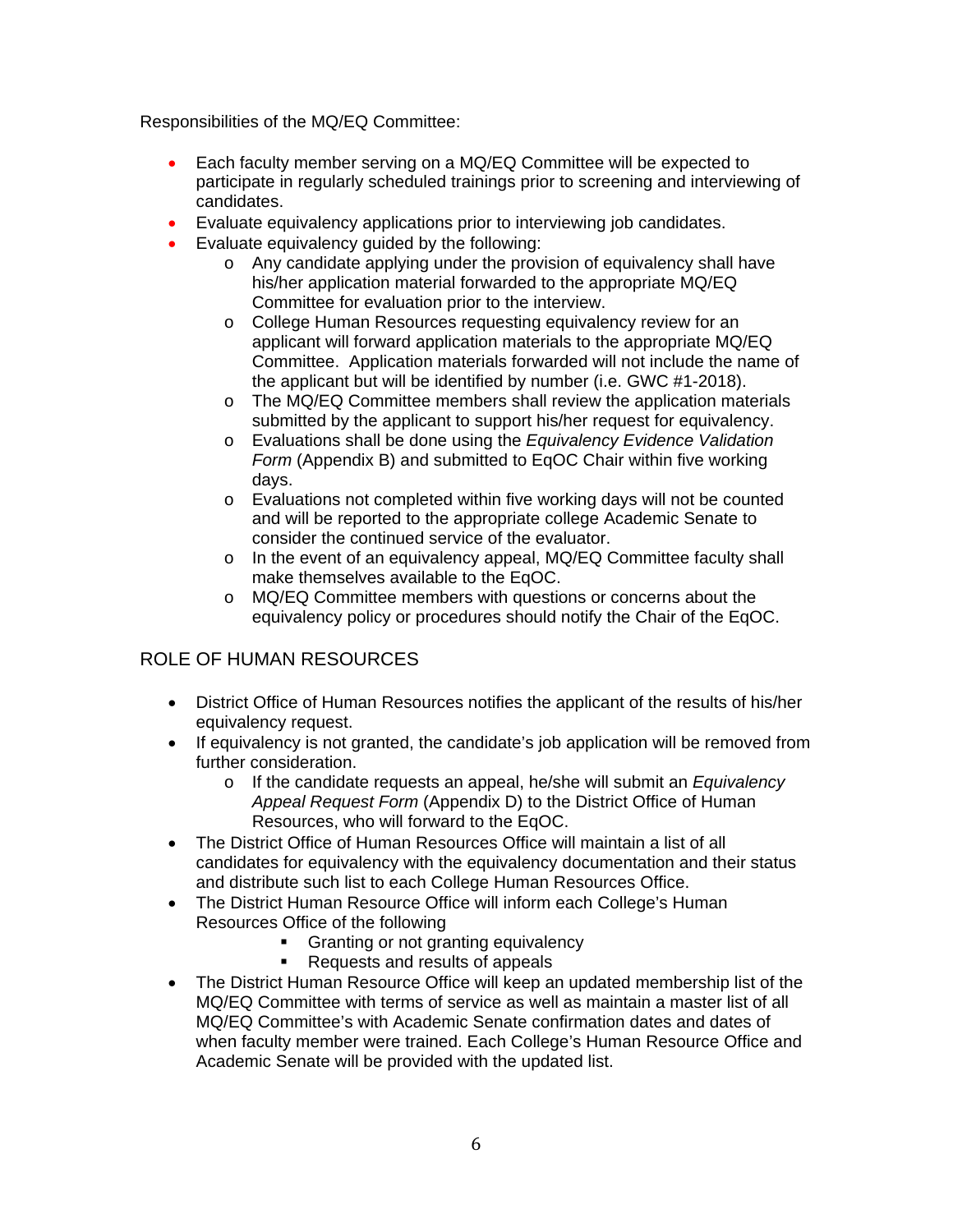Responsibilities of the MQ/EQ Committee:

- Each faculty member serving on a MQ/EQ Committee will be expected to participate in regularly scheduled trainings prior to screening and interviewing of candidates.
- Evaluate equivalency applications prior to interviewing job candidates.
- Evaluate equivalency guided by the following:
    - Any candidate applying under the provision of equivalency shall have his/her application material forwarded to the appropriate MQ/EQ Committee for evaluation prior to the interview.
    - College Human Resources requesting equivalency review for an applicant will forward application materials to the appropriate MQ/EQ Committee. Application materials forwarded will not include the name of the applicant but will be identified by number (i.e. GWC #1-2018).
    - The MQ/EQ Committee members shall review the application materials submitted by the applicant to support his/her request for equivalency.
    - Evaluations shall be done using the *Equivalency Evidence Validation Form* (Appendix B) and submitted to EqOC Chair within five working days.
    - Evaluations not completed within five working days will not be counted and will be reported to the appropriate college Academic Senate to consider the continued service of the evaluator.
    - In the event of an equivalency appeal, MQ/EQ Committee faculty shall make themselves available to the EqOC.
    - MQ/EQ Committee members with questions or concerns about the equivalency policy or procedures should notify the Chair of the EqOC.

## ROLE OF HUMAN RESOURCES

- District Office of Human Resources notifies the applicant of the results of his/her equivalency request.
- If equivalency is not granted, the candidate's job application will be removed from further consideration.
    - If the candidate requests an appeal, he/she will submit an *Equivalency Appeal Request Form* (Appendix D) to the District Office of Human Resources, who will forward to the EqOC.
- The District Office of Human Resources Office will maintain a list of all candidates for equivalency with the equivalency documentation and their status and distribute such list to each College Human Resources Office.
- The District Human Resource Office will inform each College's Human Resources Office of the following
    - Granting or not granting equivalency
    - Requests and results of appeals
- The District Human Resource Office will keep an updated membership list of the MQ/EQ Committee with terms of service as well as maintain a master list of all MQ/EQ Committee's with Academic Senate confirmation dates and dates of when faculty member were trained. Each College's Human Resource Office and Academic Senate will be provided with the updated list.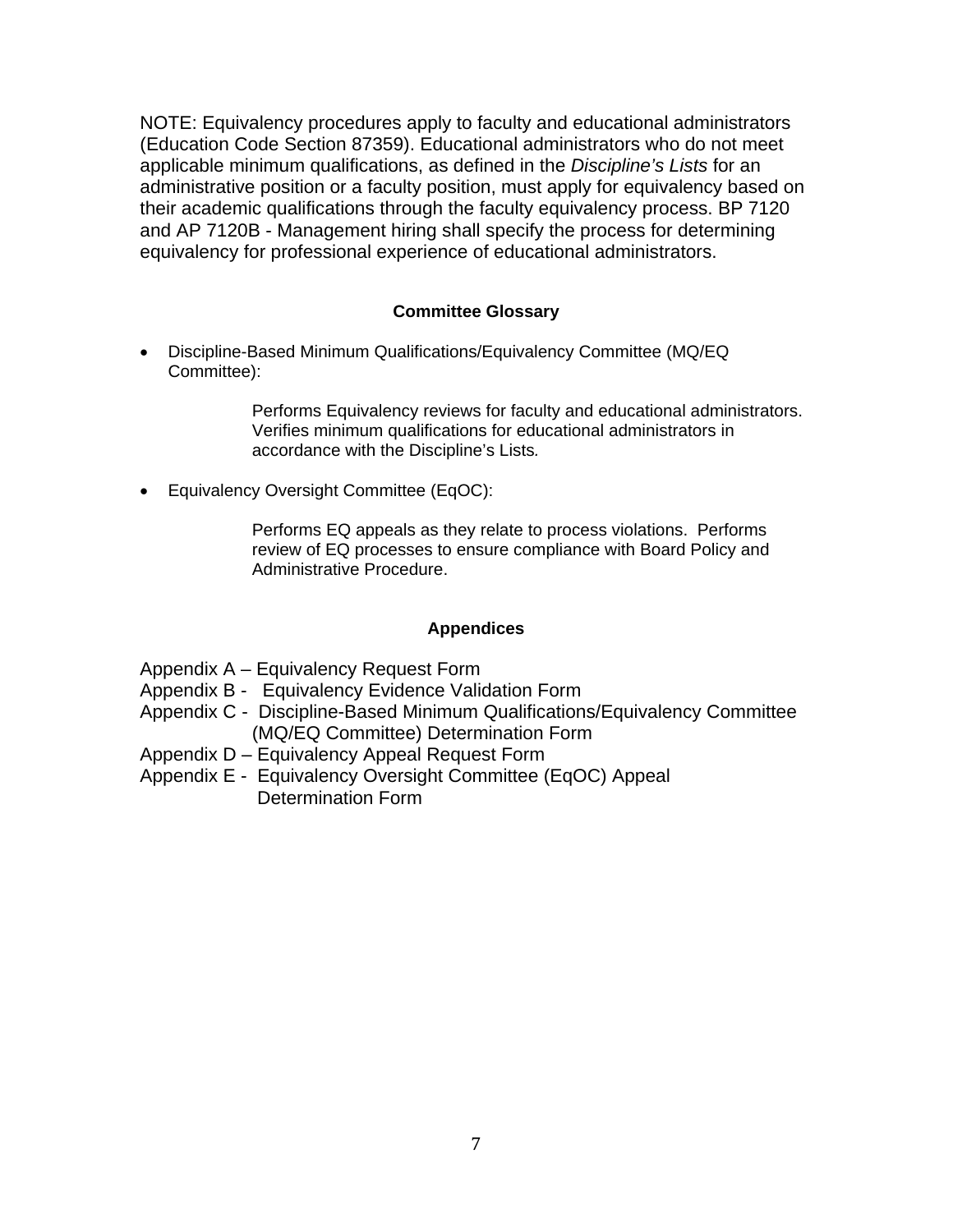NOTE: Equivalency procedures apply to faculty and educational administrators (Education Code Section 87359). Educational administrators who do not meet applicable minimum qualifications, as defined in the *Discipline's Lists* for an administrative position or a faculty position, must apply for equivalency based on their academic qualifications through the faculty equivalency process. BP 7120 and AP 7120B - Management hiring shall specify the process for determining equivalency for professional experience of educational administrators.

### Committee Glossary

- Discipline-Based Minimum Qualifications/Equivalency Committee (MQ/EQ Committee):

  Performs Equivalency reviews for faculty and educational administrators. Verifies minimum qualifications for educational administrators in accordance with the Discipline's Lists.

- Equivalency Oversight Committee (EqOC):

  Performs EQ appeals as they relate to process violations. Performs review of EQ processes to ensure compliance with Board Policy and Administrative Procedure.

### Appendices

Appendix A – Equivalency Request Form
Appendix B - Equivalency Evidence Validation Form
Appendix C - Discipline-Based Minimum Qualifications/Equivalency Committee (MQ/EQ Committee) Determination Form
Appendix D – Equivalency Appeal Request Form
Appendix E - Equivalency Oversight Committee (EqOC) Appeal Determination Form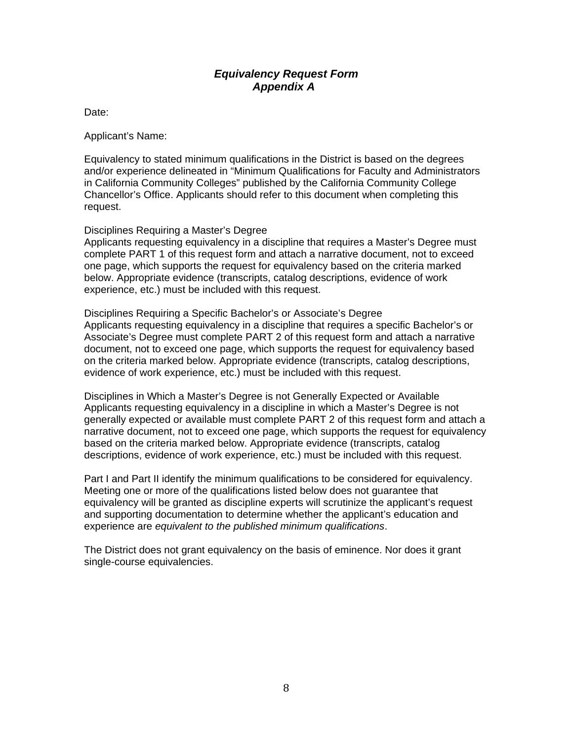# *Equivalency Request Form*
## *Appendix A*

Date:

Applicant's Name:

Equivalency to stated minimum qualifications in the District is based on the degrees and/or experience delineated in "Minimum Qualifications for Faculty and Administrators in California Community Colleges" published by the California Community College Chancellor's Office. Applicants should refer to this document when completing this request.

Disciplines Requiring a Master's Degree
Applicants requesting equivalency in a discipline that requires a Master's Degree must complete PART 1 of this request form and attach a narrative document, not to exceed one page, which supports the request for equivalency based on the criteria marked below. Appropriate evidence (transcripts, catalog descriptions, evidence of work experience, etc.) must be included with this request.

Disciplines Requiring a Specific Bachelor's or Associate's Degree
Applicants requesting equivalency in a discipline that requires a specific Bachelor's or Associate's Degree must complete PART 2 of this request form and attach a narrative document, not to exceed one page, which supports the request for equivalency based on the criteria marked below. Appropriate evidence (transcripts, catalog descriptions, evidence of work experience, etc.) must be included with this request.

Disciplines in Which a Master's Degree is not Generally Expected or Available
Applicants requesting equivalency in a discipline in which a Master's Degree is not generally expected or available must complete PART 2 of this request form and attach a narrative document, not to exceed one page, which supports the request for equivalency based on the criteria marked below. Appropriate evidence (transcripts, catalog descriptions, evidence of work experience, etc.) must be included with this request.

Part I and Part II identify the minimum qualifications to be considered for equivalency. Meeting one or more of the qualifications listed below does not guarantee that equivalency will be granted as discipline experts will scrutinize the applicant's request and supporting documentation to determine whether the applicant's education and experience are *equivalent to the published minimum qualifications*.

The District does not grant equivalency on the basis of eminence. Nor does it grant single-course equivalencies.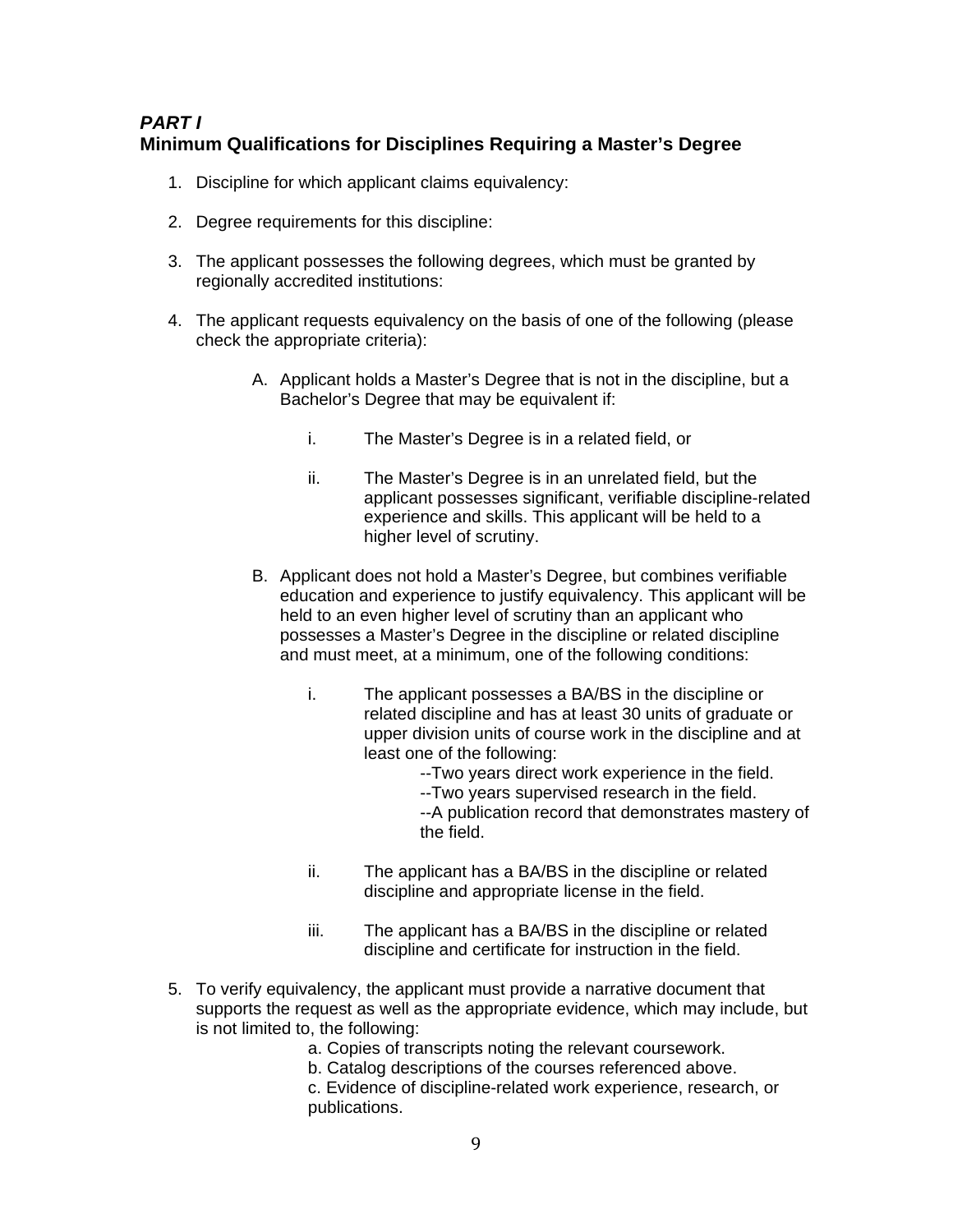## *PART I*
## Minimum Qualifications for Disciplines Requiring a Master's Degree

1. Discipline for which applicant claims equivalency:

2. Degree requirements for this discipline:

3. The applicant possesses the following degrees, which must be granted by regionally accredited institutions:

4. The applicant requests equivalency on the basis of one of the following (please check the appropriate criteria):

   A. Applicant holds a Master's Degree that is not in the discipline, but a Bachelor's Degree that may be equivalent if:

      i. The Master's Degree is in a related field, or

      ii. The Master's Degree is in an unrelated field, but the applicant possesses significant, verifiable discipline-related experience and skills. This applicant will be held to a higher level of scrutiny.

   B. Applicant does not hold a Master's Degree, but combines verifiable education and experience to justify equivalency. This applicant will be held to an even higher level of scrutiny than an applicant who possesses a Master's Degree in the discipline or related discipline and must meet, at a minimum, one of the following conditions:

      i. The applicant possesses a BA/BS in the discipline or related discipline and has at least 30 units of graduate or upper division units of course work in the discipline and at least one of the following:
         --Two years direct work experience in the field.
         --Two years supervised research in the field.
         --A publication record that demonstrates mastery of the field.

      ii. The applicant has a BA/BS in the discipline or related discipline and appropriate license in the field.

      iii. The applicant has a BA/BS in the discipline or related discipline and certificate for instruction in the field.

5. To verify equivalency, the applicant must provide a narrative document that supports the request as well as the appropriate evidence, which may include, but is not limited to, the following:
   a. Copies of transcripts noting the relevant coursework.
   b. Catalog descriptions of the courses referenced above.
   c. Evidence of discipline-related work experience, research, or publications.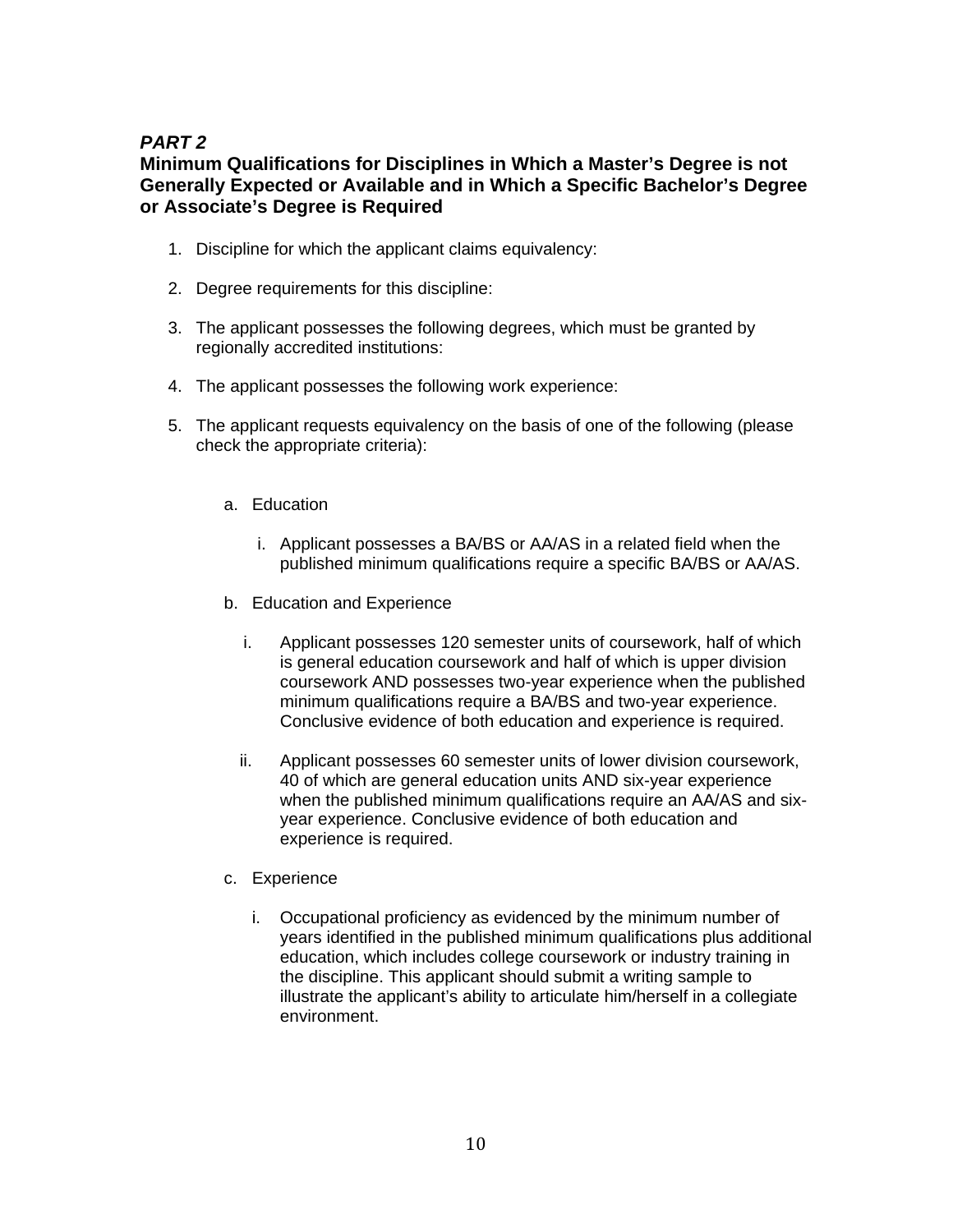***PART 2***

**Minimum Qualifications for Disciplines in Which a Master's Degree is not Generally Expected or Available and in Which a Specific Bachelor's Degree or Associate's Degree is Required**

1. Discipline for which the applicant claims equivalency:

2. Degree requirements for this discipline:

3. The applicant possesses the following degrees, which must be granted by regionally accredited institutions:

4. The applicant possesses the following work experience:

5. The applicant requests equivalency on the basis of one of the following (please check the appropriate criteria):

   a. Education

      i. Applicant possesses a BA/BS or AA/AS in a related field when the published minimum qualifications require a specific BA/BS or AA/AS.

   b. Education and Experience

      i. Applicant possesses 120 semester units of coursework, half of which is general education coursework and half of which is upper division coursework AND possesses two-year experience when the published minimum qualifications require a BA/BS and two-year experience. Conclusive evidence of both education and experience is required.

      ii. Applicant possesses 60 semester units of lower division coursework, 40 of which are general education units AND six-year experience when the published minimum qualifications require an AA/AS and six-year experience. Conclusive evidence of both education and experience is required.

   c. Experience

      i. Occupational proficiency as evidenced by the minimum number of years identified in the published minimum qualifications plus additional education, which includes college coursework or industry training in the discipline. This applicant should submit a writing sample to illustrate the applicant's ability to articulate him/herself in a collegiate environment.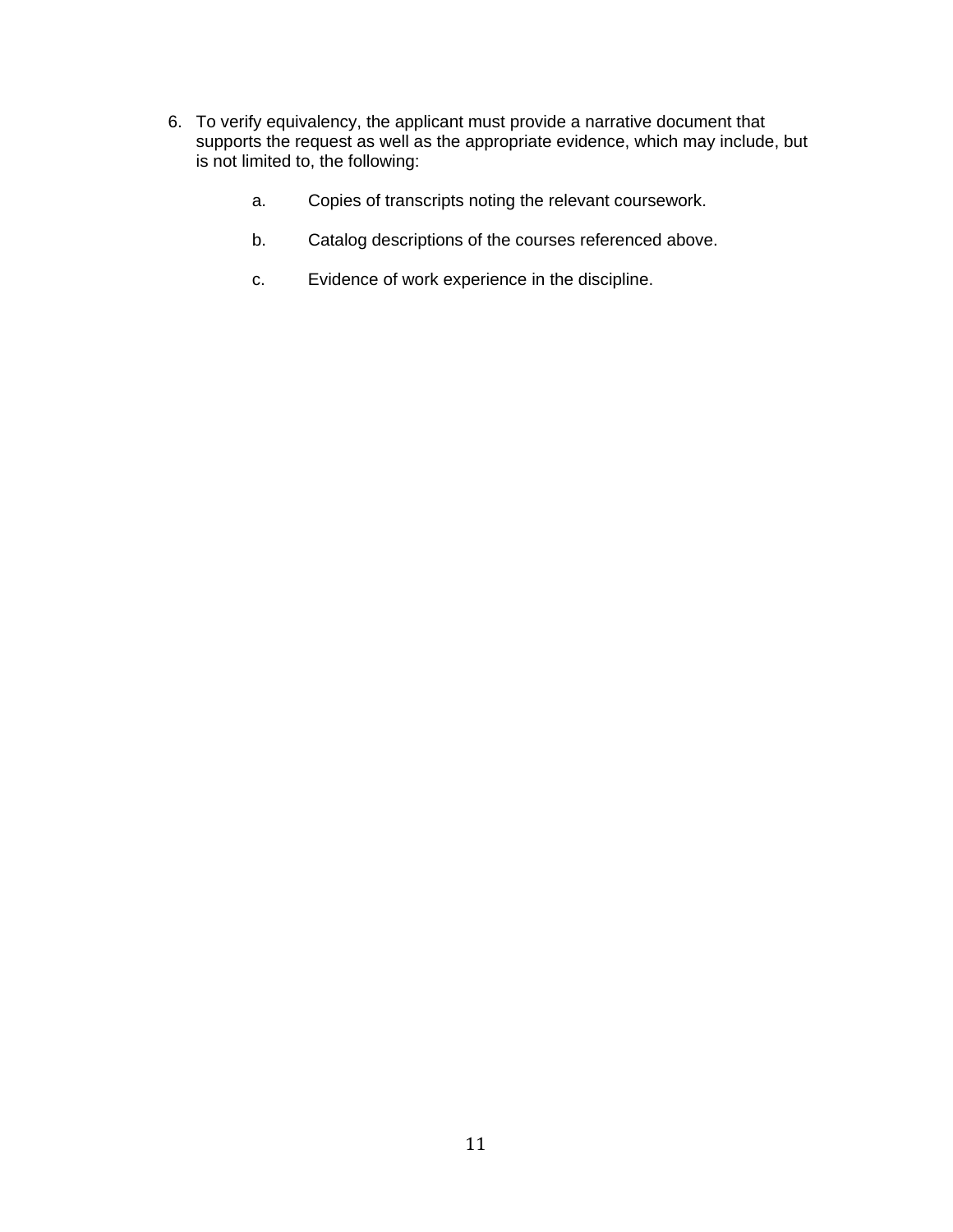6. To verify equivalency, the applicant must provide a narrative document that supports the request as well as the appropriate evidence, which may include, but is not limited to, the following:

    a. Copies of transcripts noting the relevant coursework.

    b. Catalog descriptions of the courses referenced above.

    c. Evidence of work experience in the discipline.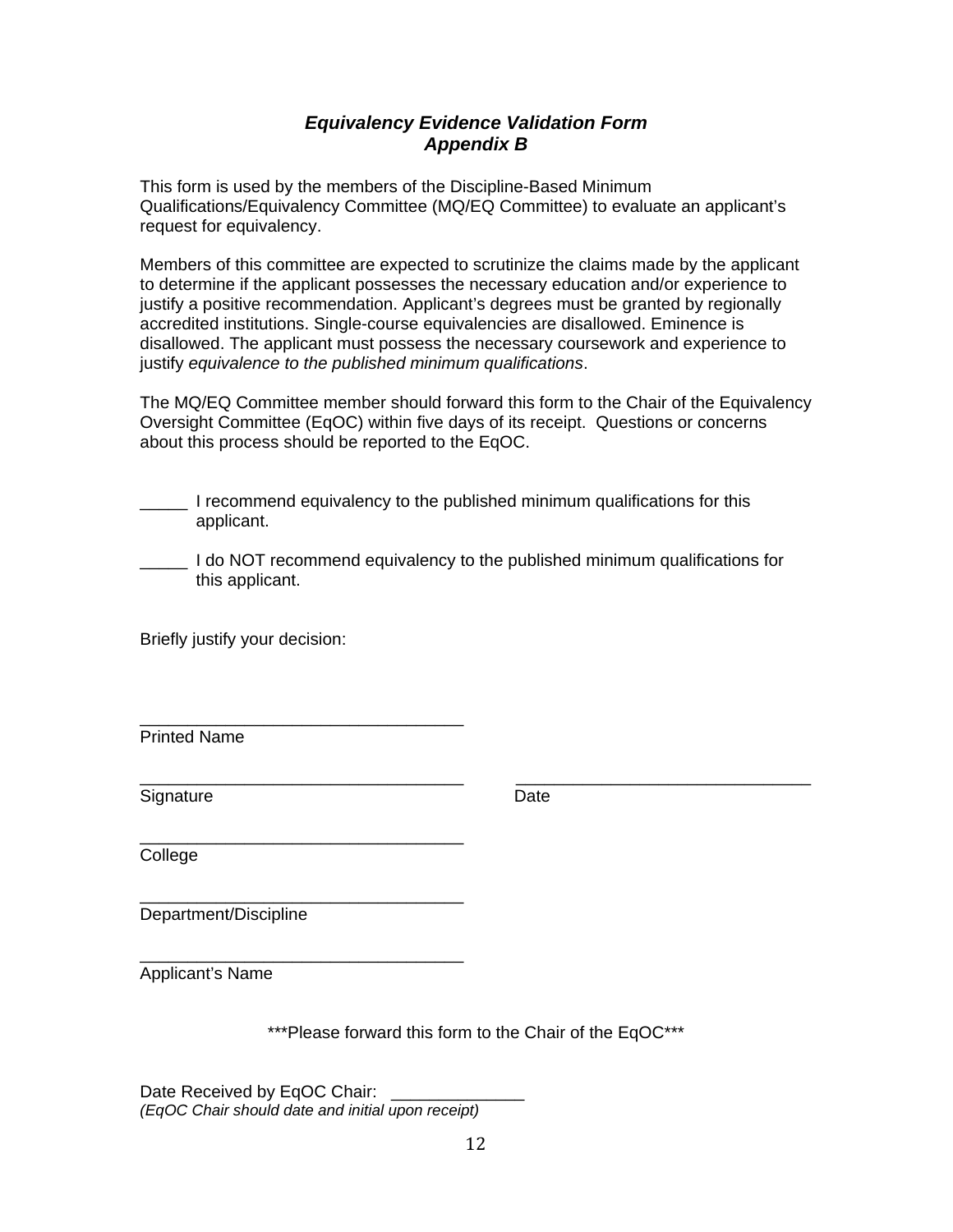# *Equivalency Evidence Validation Form*
## *Appendix B*

This form is used by the members of the Discipline-Based Minimum Qualifications/Equivalency Committee (MQ/EQ Committee) to evaluate an applicant's request for equivalency.

Members of this committee are expected to scrutinize the claims made by the applicant to determine if the applicant possesses the necessary education and/or experience to justify a positive recommendation. Applicant's degrees must be granted by regionally accredited institutions. Single-course equivalencies are disallowed. Eminence is disallowed. The applicant must possess the necessary coursework and experience to justify *equivalence to the published minimum qualifications*.

The MQ/EQ Committee member should forward this form to the Chair of the Equivalency Oversight Committee (EqOC) within five days of its receipt. Questions or concerns about this process should be reported to the EqOC.

_____ I recommend equivalency to the published minimum qualifications for this applicant.

_____ I do NOT recommend equivalency to the published minimum qualifications for this applicant.

Briefly justify your decision:

__________________________________
Printed Name

__________________________________ __________________________________
Signature Date

__________________________________
College

__________________________________
Department/Discipline

__________________________________
Applicant's Name

***Please forward this form to the Chair of the EqOC***

Date Received by EqOC Chair: ______________
*(EqOC Chair should date and initial upon receipt)*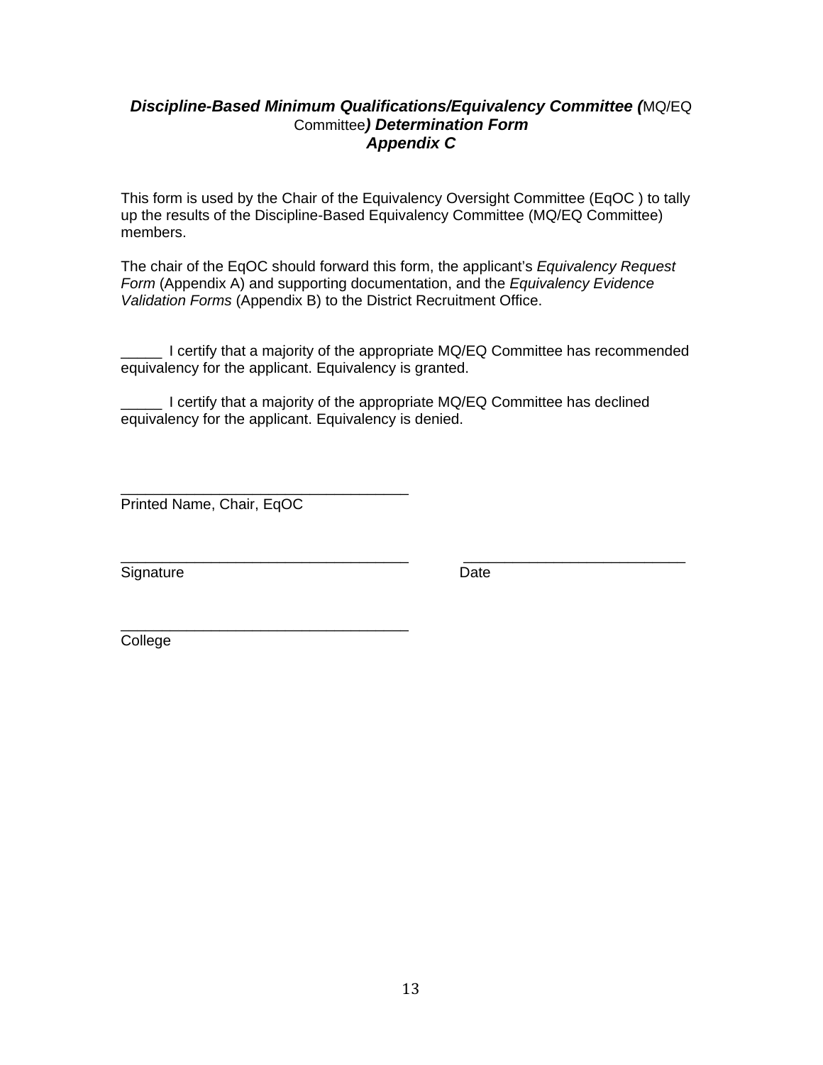### ***Discipline-Based Minimum Qualifications/Equivalency Committee (**MQ/EQ Committee**) Determination Form***
### ***Appendix C***

This form is used by the Chair of the Equivalency Oversight Committee (EqOC ) to tally up the results of the Discipline-Based Equivalency Committee (MQ/EQ Committee) members.

The chair of the EqOC should forward this form, the applicant's *Equivalency Request Form* (Appendix A) and supporting documentation, and the *Equivalency Evidence Validation Forms* (Appendix B) to the District Recruitment Office.

_____ I certify that a majority of the appropriate MQ/EQ Committee has recommended equivalency for the applicant. Equivalency is granted.

_____ I certify that a majority of the appropriate MQ/EQ Committee has declined equivalency for the applicant. Equivalency is denied.

___________________________________
Printed Name, Chair, EqOC

___________________________________ ___________________________
Signature Date

___________________________________
College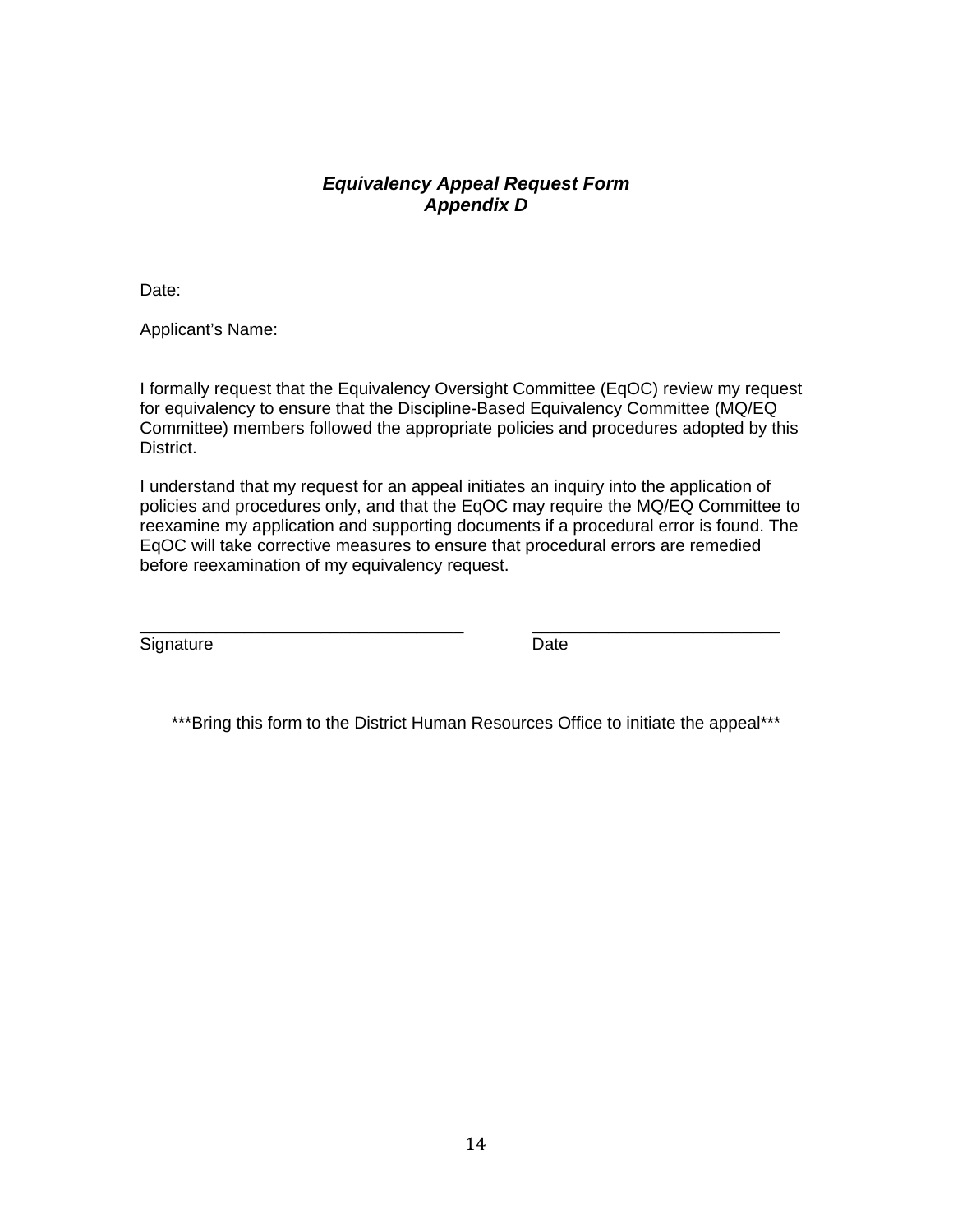## ***Equivalency Appeal Request Form***
## ***Appendix D***

Date:

Applicant's Name:

I formally request that the Equivalency Oversight Committee (EqOC) review my request for equivalency to ensure that the Discipline-Based Equivalency Committee (MQ/EQ Committee) members followed the appropriate policies and procedures adopted by this District.

I understand that my request for an appeal initiates an inquiry into the application of policies and procedures only, and that the EqOC may require the MQ/EQ Committee to reexamine my application and supporting documents if a procedural error is found. The EqOC will take corrective measures to ensure that procedural errors are remedied before reexamination of my equivalency request.

___________________________________ ___________________________

Signature Date

\*\*\*Bring this form to the District Human Resources Office to initiate the appeal\*\*\*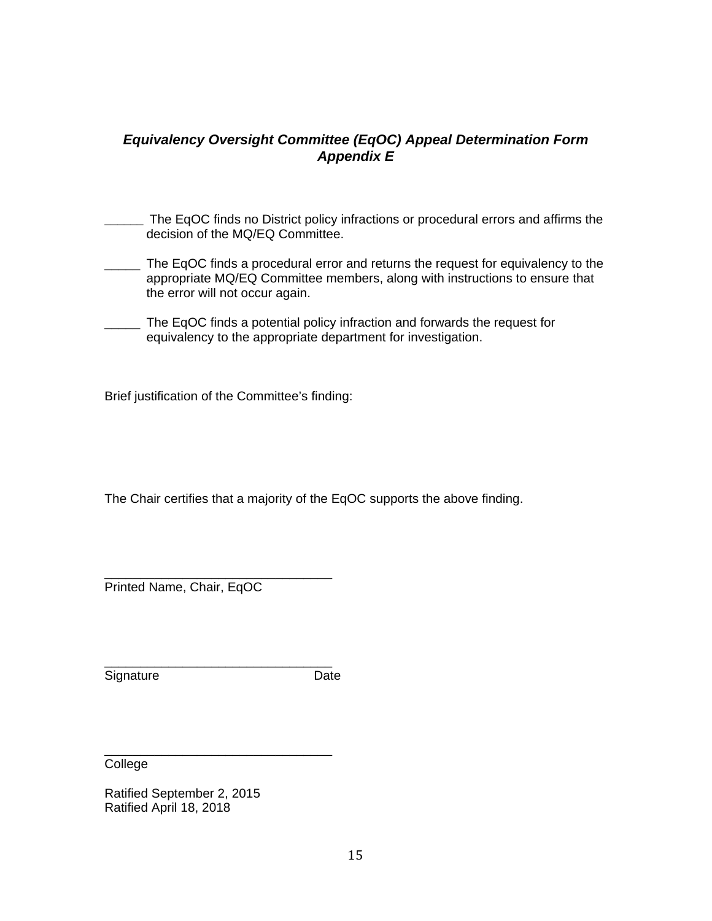***Equivalency Oversight Committee (EqOC) Appeal Determination Form***
***Appendix E***

_____ The EqOC finds no District policy infractions or procedural errors and affirms the decision of the MQ/EQ Committee.

_____ The EqOC finds a procedural error and returns the request for equivalency to the appropriate MQ/EQ Committee members, along with instructions to ensure that the error will not occur again.

_____ The EqOC finds a potential policy infraction and forwards the request for equivalency to the appropriate department for investigation.

Brief justification of the Committee's finding:

The Chair certifies that a majority of the EqOC supports the above finding.

________________________________
Printed Name, Chair, EqOC

________________________________
Signature Date

________________________________
College

Ratified September 2, 2015
Ratified April 18, 2018